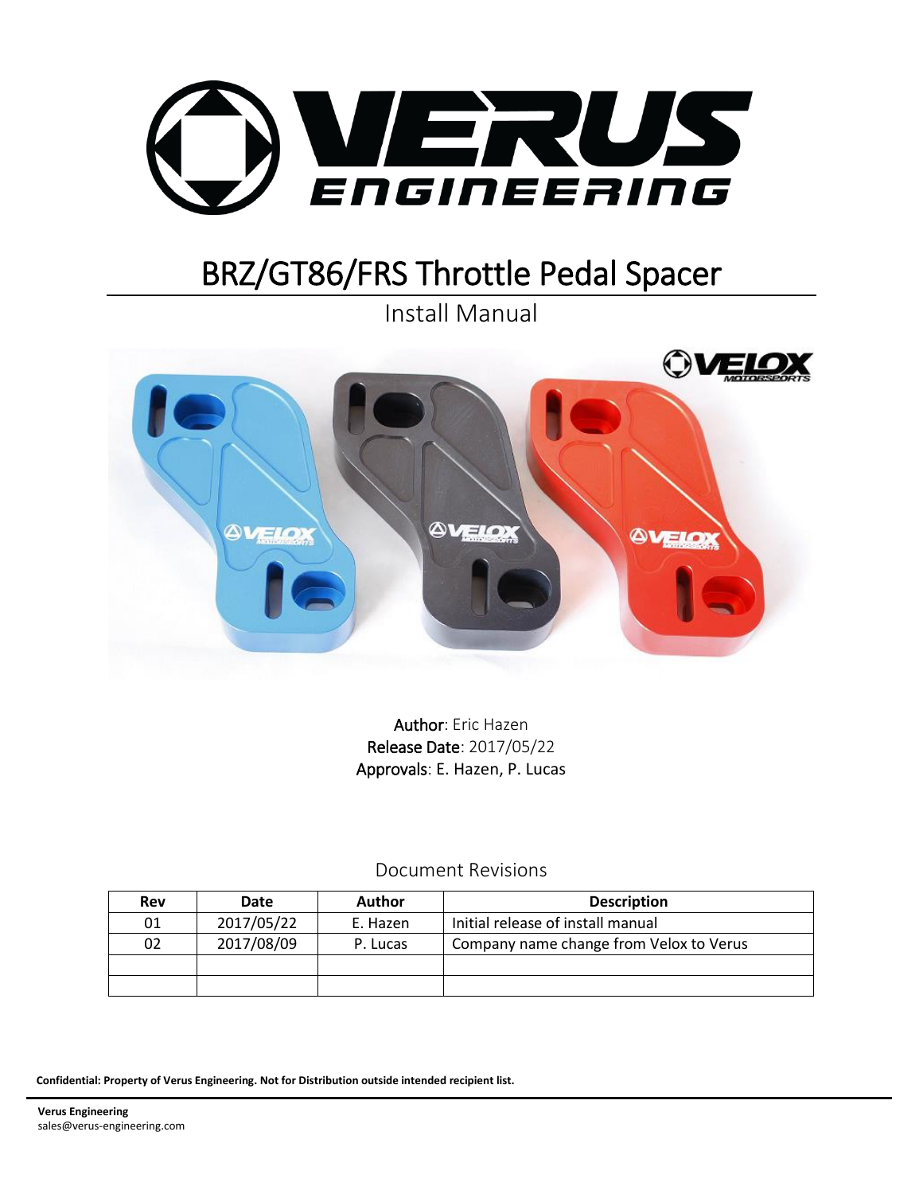# BRZ/GT86/FRS Throttle Pedal Spacer

Install Manual

**Author**: Eric Hazen
**Release Date**: 2017/05/22
**Approvals**: E. Hazen, P. Lucas

## Document Revisions

| Rev | Date | Author | Description |
|---|---|---|---|
| 01 | 2017/05/22 | E. Hazen | Initial release of install manual |
| 02 | 2017/08/09 | P. Lucas | Company name change from Velox to Verus |
| | | | |
| | | | |

**Confidential: Property of Verus Engineering. Not for Distribution outside intended recipient list.**

**Verus Engineering**
sales@verus-engineering.com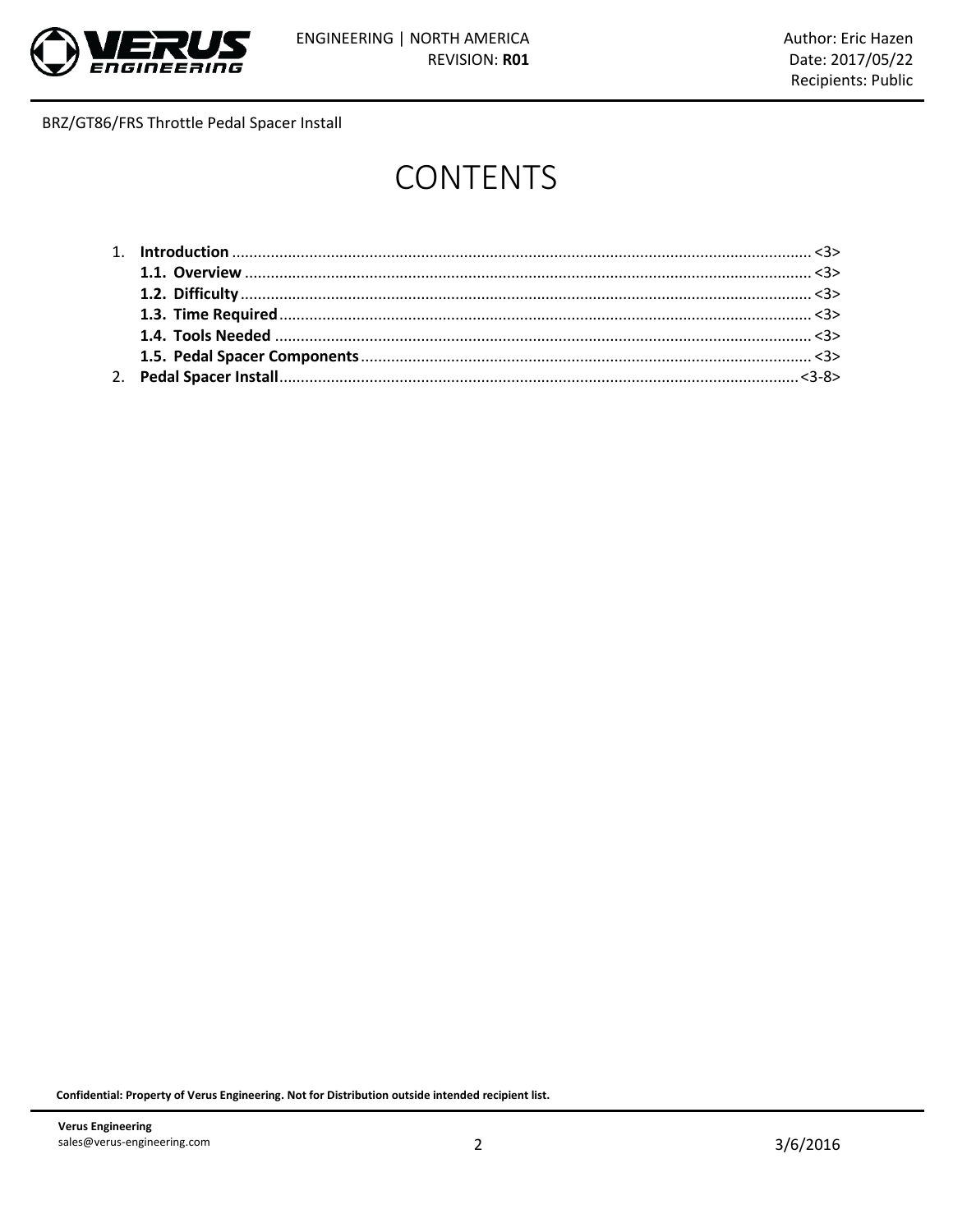# CONTENTS

1. **Introduction** ..................................................................... <3>
   **1.1. Overview** ..................................................................... <3>
   **1.2. Difficulty** ..................................................................... <3>
   **1.3. Time Required** ..................................................................... <3>
   **1.4. Tools Needed** ..................................................................... <3>
   **1.5. Pedal Spacer Components** ..................................................................... <3>
2. **Pedal Spacer Install** ..................................................................... <3-8>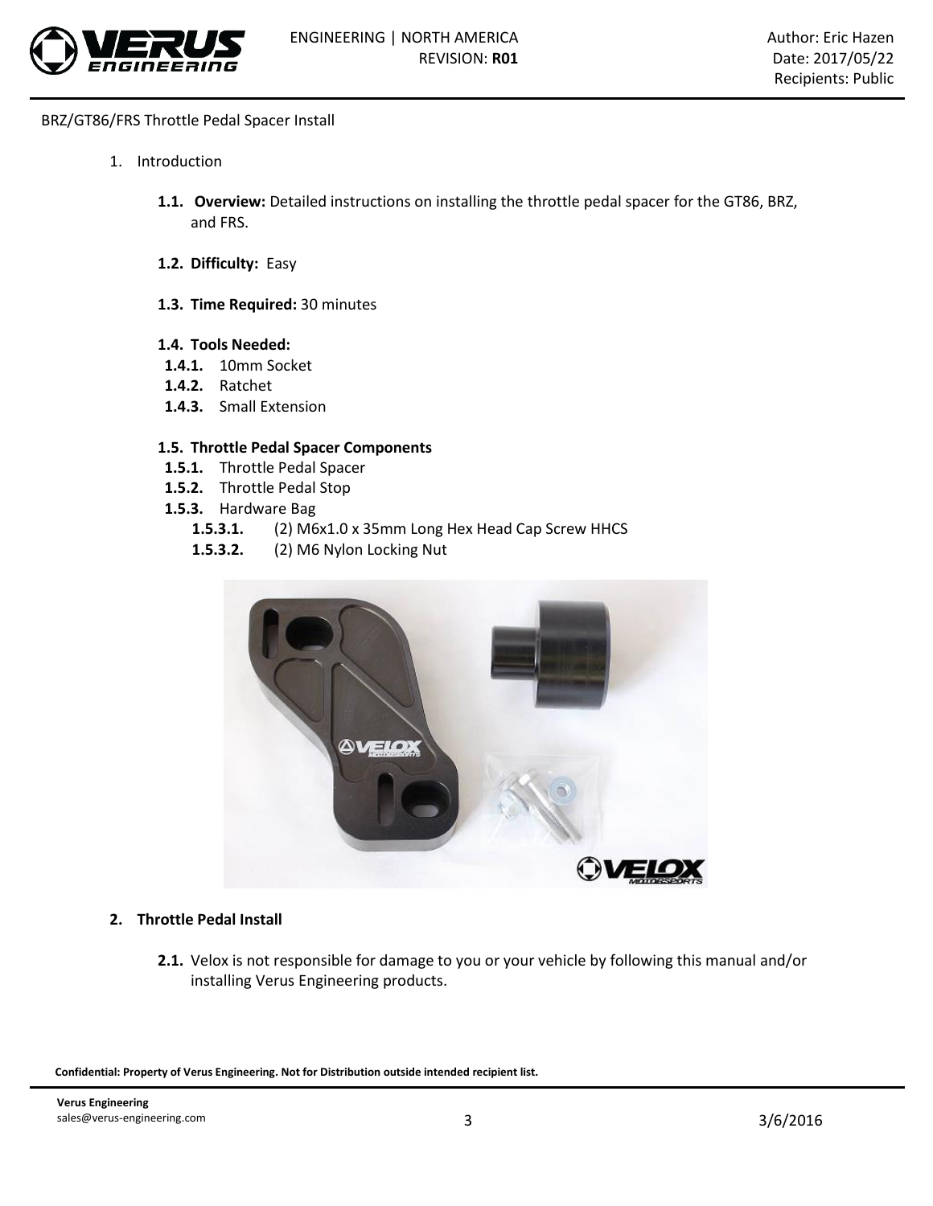BRZ/GT86/FRS Throttle Pedal Spacer Install

1. Introduction

   **1.1. Overview:** Detailed instructions on installing the throttle pedal spacer for the GT86, BRZ, and FRS.

   **1.2. Difficulty:** Easy

   **1.3. Time Required:** 30 minutes

   **1.4. Tools Needed:**

   - **1.4.1.** 10mm Socket
   - **1.4.2.** Ratchet
   - **1.4.3.** Small Extension

   **1.5. Throttle Pedal Spacer Components**

   - **1.5.1.** Throttle Pedal Spacer
   - **1.5.2.** Throttle Pedal Stop
   - **1.5.3.** Hardware Bag
     - **1.5.3.1.** (2) M6x1.0 x 35mm Long Hex Head Cap Screw HHCS
     - **1.5.3.2.** (2) M6 Nylon Locking Nut

## 2. Throttle Pedal Install

   **2.1.** Velox is not responsible for damage to you or your vehicle by following this manual and/or installing Verus Engineering products.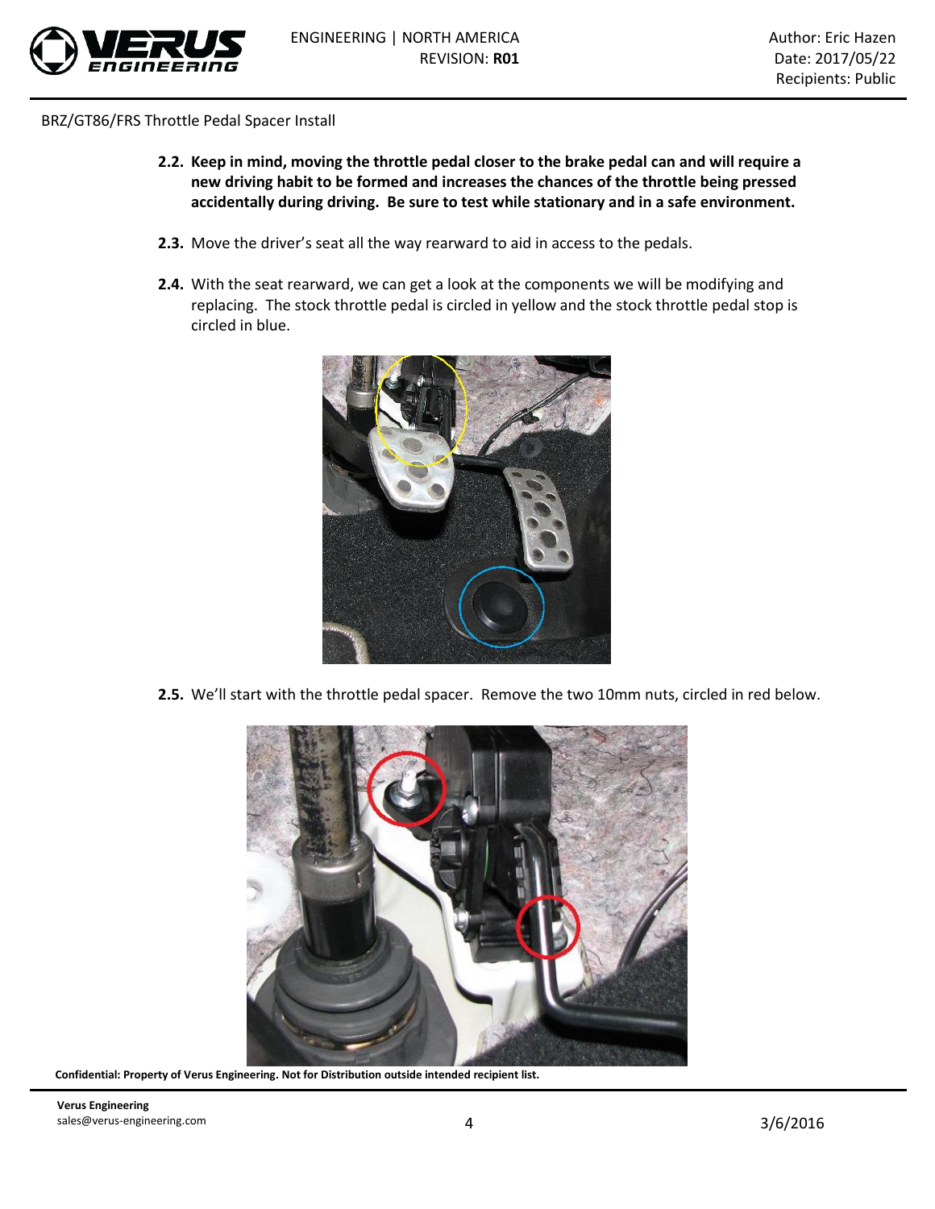BRZ/GT86/FRS Throttle Pedal Spacer Install

**2.2. Keep in mind, moving the throttle pedal closer to the brake pedal can and will require a new driving habit to be formed and increases the chances of the throttle being pressed accidentally during driving. Be sure to test while stationary and in a safe environment.**

**2.3.** Move the driver's seat all the way rearward to aid in access to the pedals.

**2.4.** With the seat rearward, we can get a look at the components we will be modifying and replacing. The stock throttle pedal is circled in yellow and the stock throttle pedal stop is circled in blue.

**2.5.** We'll start with the throttle pedal spacer. Remove the two 10mm nuts, circled in red below.

**Confidential: Property of Verus Engineering. Not for Distribution outside intended recipient list.**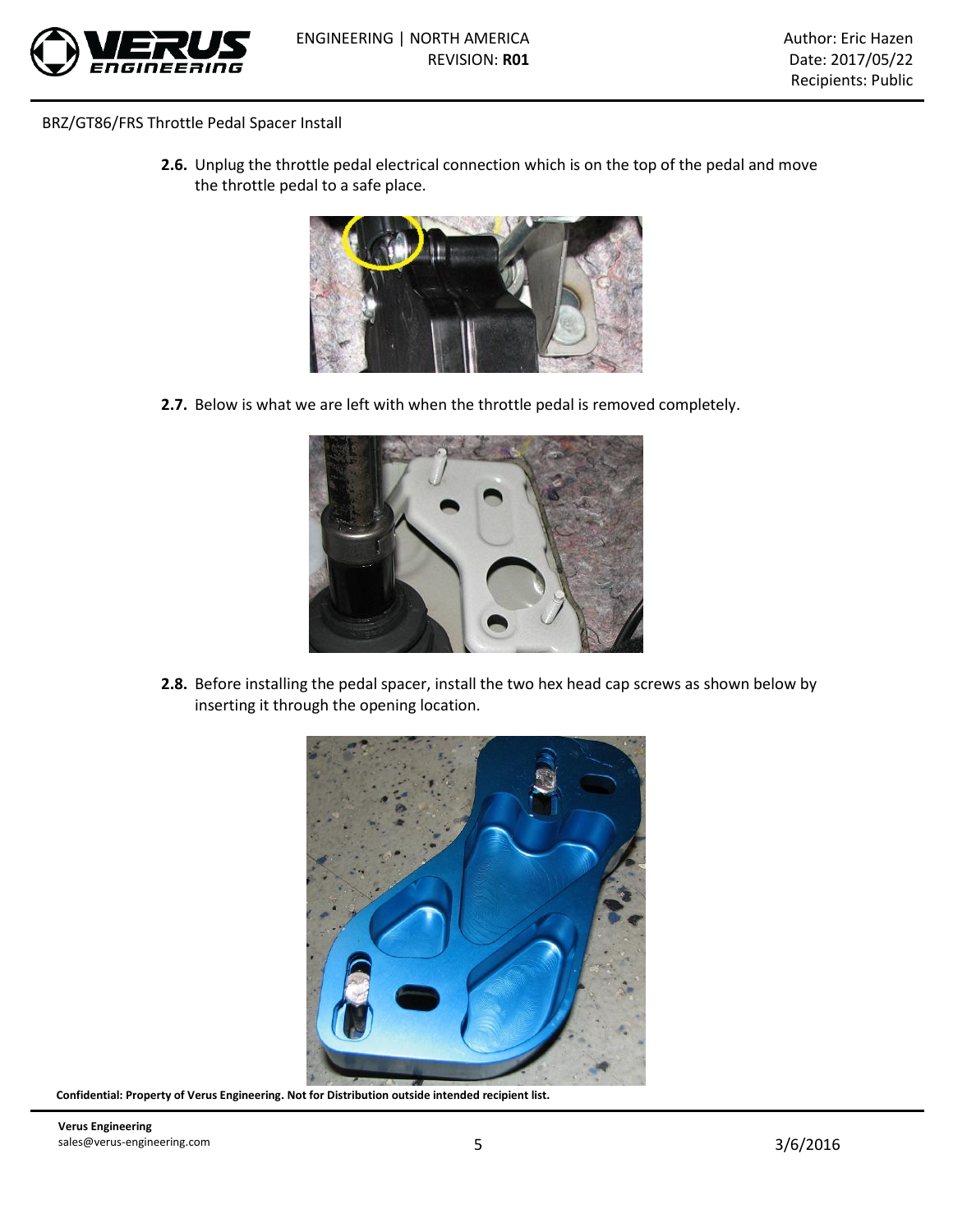BRZ/GT86/FRS Throttle Pedal Spacer Install

**2.6.** Unplug the throttle pedal electrical connection which is on the top of the pedal and move the throttle pedal to a safe place.

**2.7.** Below is what we are left with when the throttle pedal is removed completely.

**2.8.** Before installing the pedal spacer, install the two hex head cap screws as shown below by inserting it through the opening location.

**Confidential: Property of Verus Engineering. Not for Distribution outside intended recipient list.**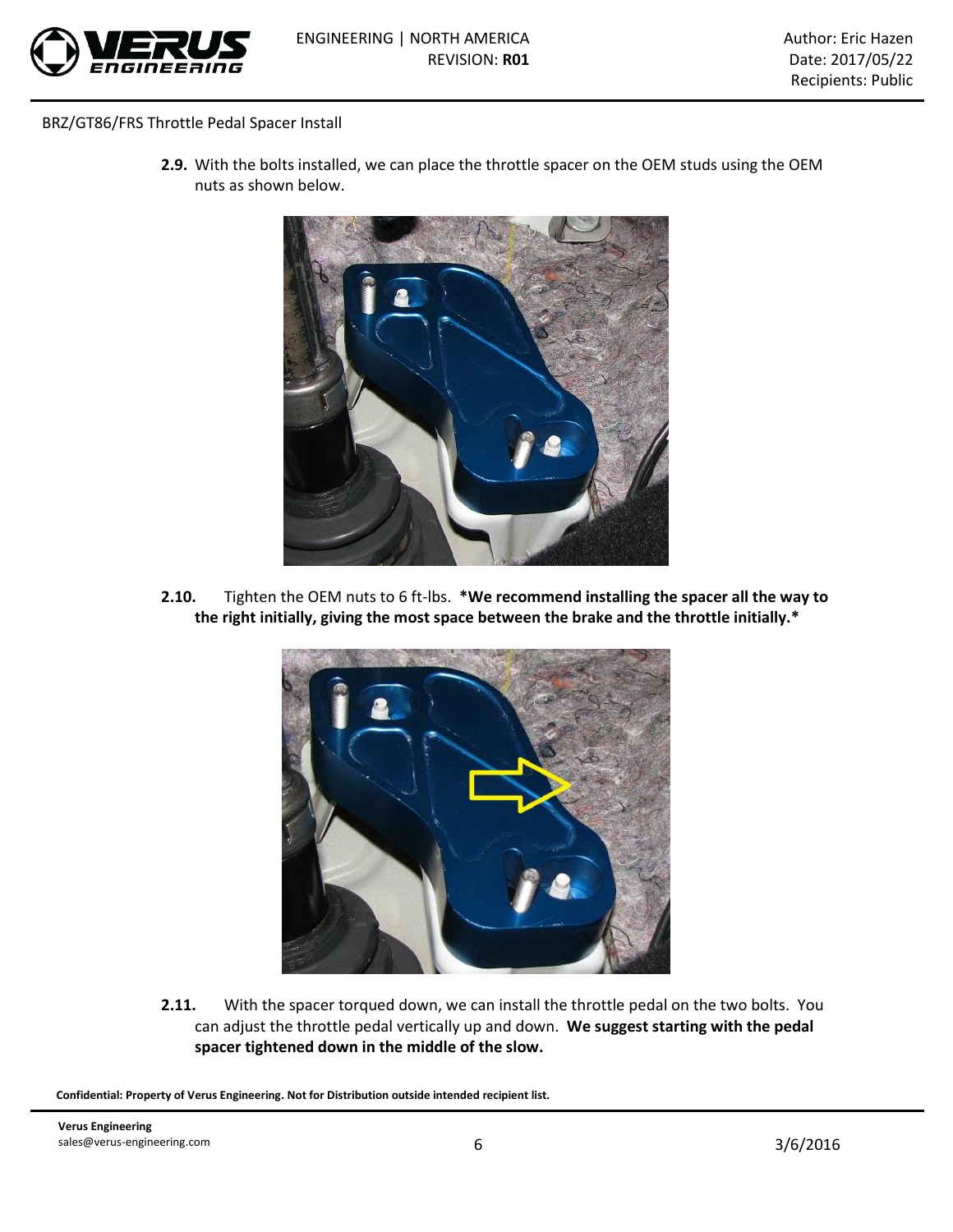BRZ/GT86/FRS Throttle Pedal Spacer Install

**2.9.** With the bolts installed, we can place the throttle spacer on the OEM studs using the OEM nuts as shown below.

**2.10.** Tighten the OEM nuts to 6 ft-lbs. ***We recommend installing the spacer all the way to the right initially, giving the most space between the brake and the throttle initially.***

**2.11.** With the spacer torqued down, we can install the throttle pedal on the two bolts. You can adjust the throttle pedal vertically up and down. **We suggest starting with the pedal spacer tightened down in the middle of the slow.**

**Confidential: Property of Verus Engineering. Not for Distribution outside intended recipient list.**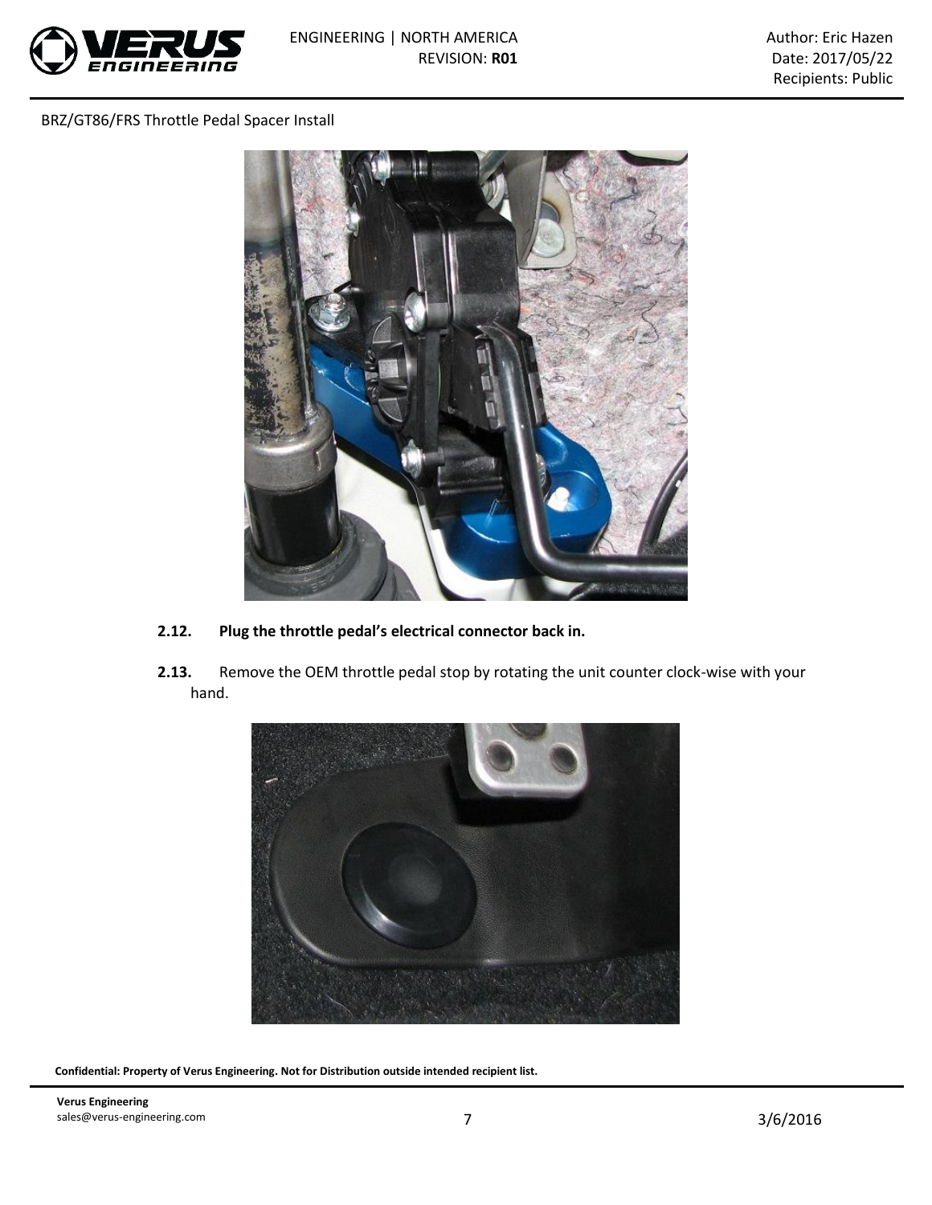BRZ/GT86/FRS Throttle Pedal Spacer Install

**2.12.** **Plug the throttle pedal's electrical connector back in.**

**2.13.** Remove the OEM throttle pedal stop by rotating the unit counter clock-wise with your hand.

**Confidential: Property of Verus Engineering. Not for Distribution outside intended recipient list.**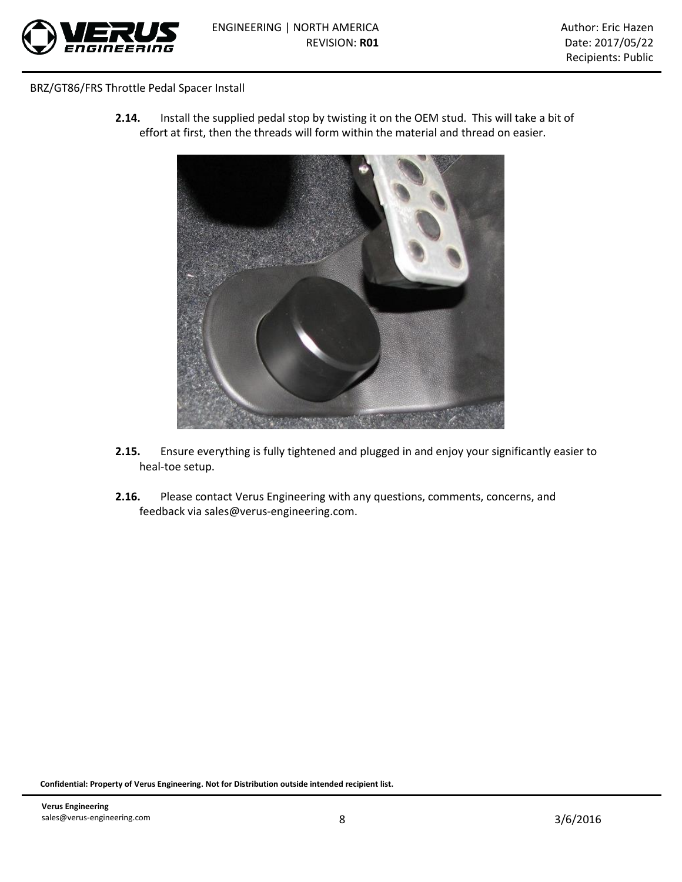**2.14.** Install the supplied pedal stop by twisting it on the OEM stud. This will take a bit of effort at first, then the threads will form within the material and thread on easier.

**2.15.** Ensure everything is fully tightened and plugged in and enjoy your significantly easier to heal-toe setup.

**2.16.** Please contact Verus Engineering with any questions, comments, concerns, and feedback via sales@verus-engineering.com.